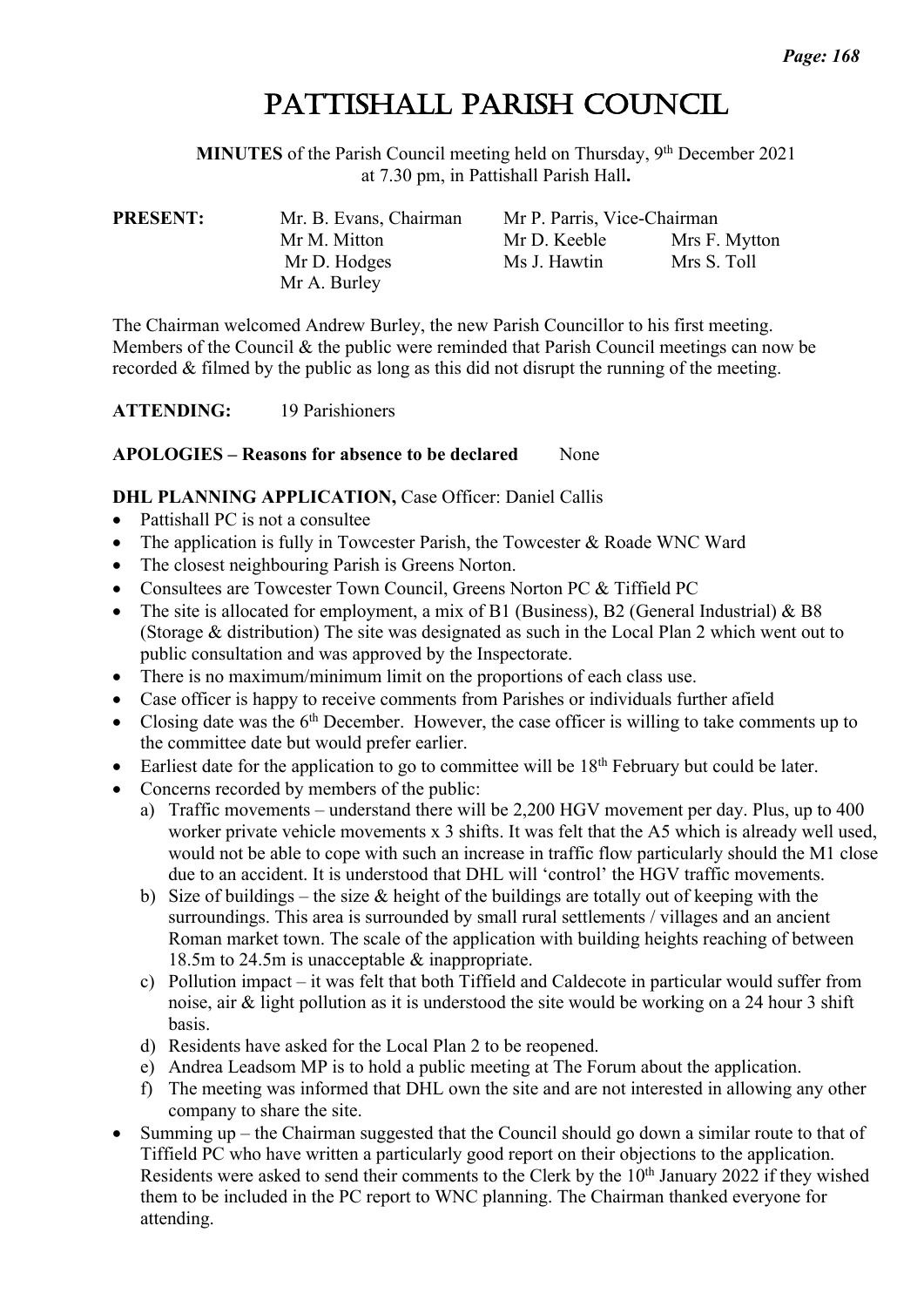# Pattishall Parish Council

**MINUTES** of the Parish Council meeting held on Thursday, 9th December 2021 at 7.30 pm, in Pattishall Parish Hall**.**

| **PRESENT:** | Mr. B. Evans, Chairman | Mr P. Parris, Vice-Chairman | |
|---|---|---|---|
| | Mr M. Mitton | Mr D. Keeble | Mrs F. Mytton |
| | Mr D. Hodges | Ms J. Hawtin | Mrs S. Toll |
| | Mr A. Burley | | |

The Chairman welcomed Andrew Burley, the new Parish Councillor to his first meeting. Members of the Council & the public were reminded that Parish Council meetings can now be recorded & filmed by the public as long as this did not disrupt the running of the meeting.

**ATTENDING:** 19 Parishioners

**APOLOGIES – Reasons for absence to be declared** None

**DHL PLANNING APPLICATION,** Case Officer: Daniel Callis

- Pattishall PC is not a consultee
- The application is fully in Towcester Parish, the Towcester & Roade WNC Ward
- The closest neighbouring Parish is Greens Norton.
- Consultees are Towcester Town Council, Greens Norton PC & Tiffield PC
- The site is allocated for employment, a mix of B1 (Business), B2 (General Industrial) & B8 (Storage & distribution) The site was designated as such in the Local Plan 2 which went out to public consultation and was approved by the Inspectorate.
- There is no maximum/minimum limit on the proportions of each class use.
- Case officer is happy to receive comments from Parishes or individuals further afield
- Closing date was the 6th December. However, the case officer is willing to take comments up to the committee date but would prefer earlier.
- Earliest date for the application to go to committee will be 18th February but could be later.
- Concerns recorded by members of the public:
  a) Traffic movements – understand there will be 2,200 HGV movement per day. Plus, up to 400 worker private vehicle movements x 3 shifts. It was felt that the A5 which is already well used, would not be able to cope with such an increase in traffic flow particularly should the M1 close due to an accident. It is understood that DHL will 'control' the HGV traffic movements.
  b) Size of buildings – the size & height of the buildings are totally out of keeping with the surroundings. This area is surrounded by small rural settlements / villages and an ancient Roman market town. The scale of the application with building heights reaching of between 18.5m to 24.5m is unacceptable & inappropriate.
  c) Pollution impact – it was felt that both Tiffield and Caldecote in particular would suffer from noise, air & light pollution as it is understood the site would be working on a 24 hour 3 shift basis.
  d) Residents have asked for the Local Plan 2 to be reopened.
  e) Andrea Leadsom MP is to hold a public meeting at The Forum about the application.
  f) The meeting was informed that DHL own the site and are not interested in allowing any other company to share the site.
- Summing up – the Chairman suggested that the Council should go down a similar route to that of Tiffield PC who have written a particularly good report on their objections to the application. Residents were asked to send their comments to the Clerk by the 10th January 2022 if they wished them to be included in the PC report to WNC planning. The Chairman thanked everyone for attending.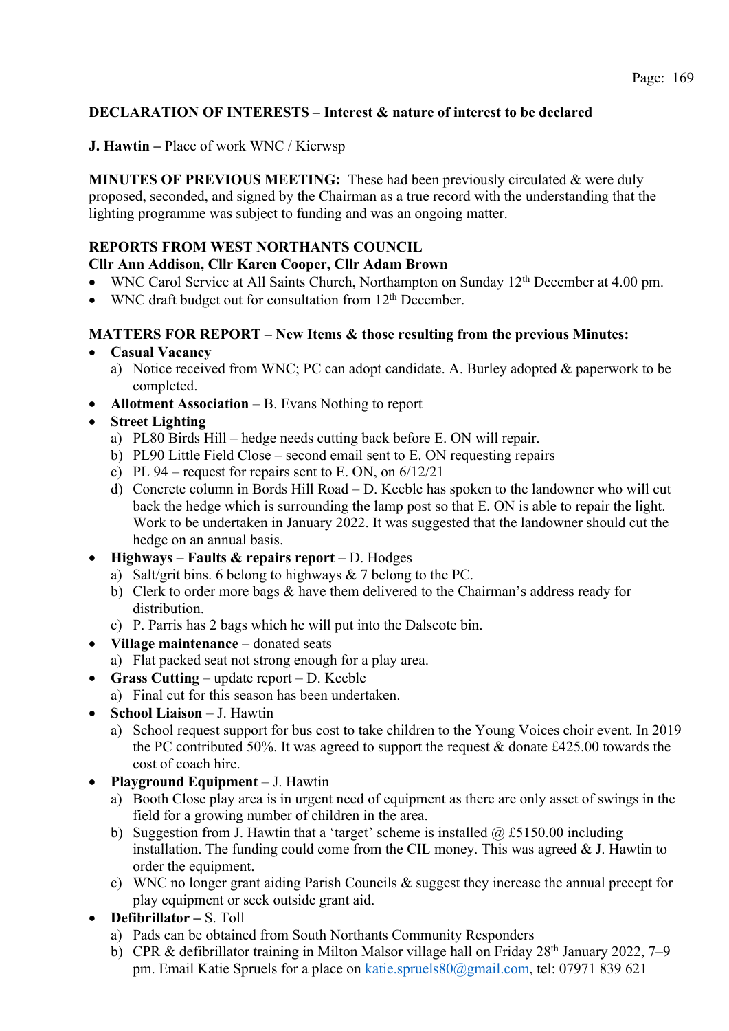**DECLARATION OF INTERESTS – Interest & nature of interest to be declared**

**J. Hawtin –** Place of work WNC / Kierwsp

**MINUTES OF PREVIOUS MEETING:** These had been previously circulated & were duly proposed, seconded, and signed by the Chairman as a true record with the understanding that the lighting programme was subject to funding and was an ongoing matter.

**REPORTS FROM WEST NORTHANTS COUNCIL**
**Cllr Ann Addison, Cllr Karen Cooper, Cllr Adam Brown**

- WNC Carol Service at All Saints Church, Northampton on Sunday 12th December at 4.00 pm.
- WNC draft budget out for consultation from 12th December.

**MATTERS FOR REPORT – New Items & those resulting from the previous Minutes:**

- **Casual Vacancy**
  a) Notice received from WNC; PC can adopt candidate. A. Burley adopted & paperwork to be completed.
- **Allotment Association** – B. Evans Nothing to report
- **Street Lighting**
  a) PL80 Birds Hill – hedge needs cutting back before E. ON will repair.
  b) PL90 Little Field Close – second email sent to E. ON requesting repairs
  c) PL 94 – request for repairs sent to E. ON, on 6/12/21
  d) Concrete column in Bords Hill Road – D. Keeble has spoken to the landowner who will cut back the hedge which is surrounding the lamp post so that E. ON is able to repair the light. Work to be undertaken in January 2022. It was suggested that the landowner should cut the hedge on an annual basis.
- **Highways – Faults & repairs report** – D. Hodges
  a) Salt/grit bins. 6 belong to highways & 7 belong to the PC.
  b) Clerk to order more bags & have them delivered to the Chairman's address ready for distribution.
  c) P. Parris has 2 bags which he will put into the Dalscote bin.
- **Village maintenance** – donated seats
  a) Flat packed seat not strong enough for a play area.
- **Grass Cutting** – update report – D. Keeble
  a) Final cut for this season has been undertaken.
- **School Liaison** – J. Hawtin
  a) School request support for bus cost to take children to the Young Voices choir event. In 2019 the PC contributed 50%. It was agreed to support the request & donate £425.00 towards the cost of coach hire.
- **Playground Equipment** – J. Hawtin
  a) Booth Close play area is in urgent need of equipment as there are only asset of swings in the field for a growing number of children in the area.
  b) Suggestion from J. Hawtin that a 'target' scheme is installed @ £5150.00 including installation. The funding could come from the CIL money. This was agreed & J. Hawtin to order the equipment.
  c) WNC no longer grant aiding Parish Councils & suggest they increase the annual precept for play equipment or seek outside grant aid.
- **Defibrillator –** S. Toll
  a) Pads can be obtained from South Northants Community Responders
  b) CPR & defibrillator training in Milton Malsor village hall on Friday 28th January 2022, 7–9 pm. Email Katie Spruels for a place on katie.spruels80@gmail.com, tel: 07971 839 621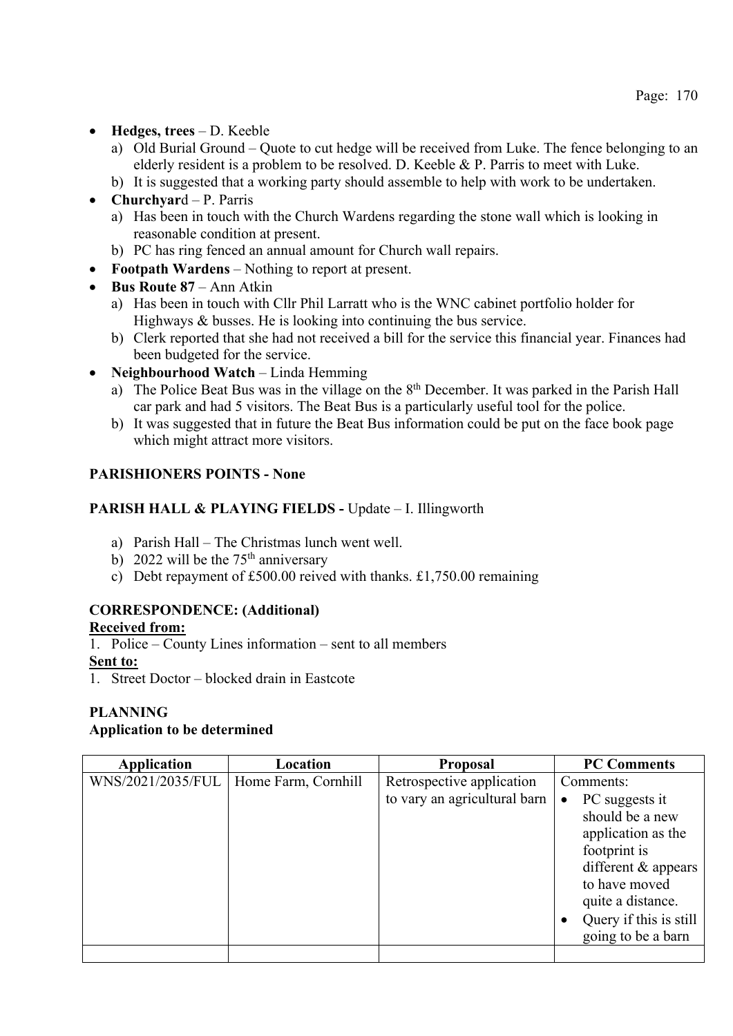- **Hedges, trees** – D. Keeble
  a) Old Burial Ground – Quote to cut hedge will be received from Luke. The fence belonging to an elderly resident is a problem to be resolved. D. Keeble & P. Parris to meet with Luke.
  b) It is suggested that a working party should assemble to help with work to be undertaken.
- **Churchyar**d – P. Parris
  a) Has been in touch with the Church Wardens regarding the stone wall which is looking in reasonable condition at present.
  b) PC has ring fenced an annual amount for Church wall repairs.
- **Footpath Wardens** – Nothing to report at present.
- **Bus Route 87** – Ann Atkin
  a) Has been in touch with Cllr Phil Larratt who is the WNC cabinet portfolio holder for Highways & busses. He is looking into continuing the bus service.
  b) Clerk reported that she had not received a bill for the service this financial year. Finances had been budgeted for the service.
- **Neighbourhood Watch** – Linda Hemming
  a) The Police Beat Bus was in the village on the 8th December. It was parked in the Parish Hall car park and had 5 visitors. The Beat Bus is a particularly useful tool for the police.
  b) It was suggested that in future the Beat Bus information could be put on the face book page which might attract more visitors.

**PARISHIONERS POINTS - None**

**PARISH HALL & PLAYING FIELDS -** Update – I. Illingworth

a) Parish Hall – The Christmas lunch went well.
b) 2022 will be the 75th anniversary
c) Debt repayment of £500.00 reived with thanks. £1,750.00 remaining

**CORRESPONDENCE: (Additional)**

**Received from:**

1. Police – County Lines information – sent to all members

**Sent to:**

1. Street Doctor – blocked drain in Eastcote

**PLANNING**

**Application to be determined**

| Application | Location | Proposal | PC Comments |
|---|---|---|---|
| WNS/2021/2035/FUL | Home Farm, Cornhill | Retrospective application to vary an agricultural barn | Comments:<br>• PC suggests it should be a new application as the footprint is different & appears to have moved quite a distance.<br>• Query if this is still going to be a barn |
| | | | |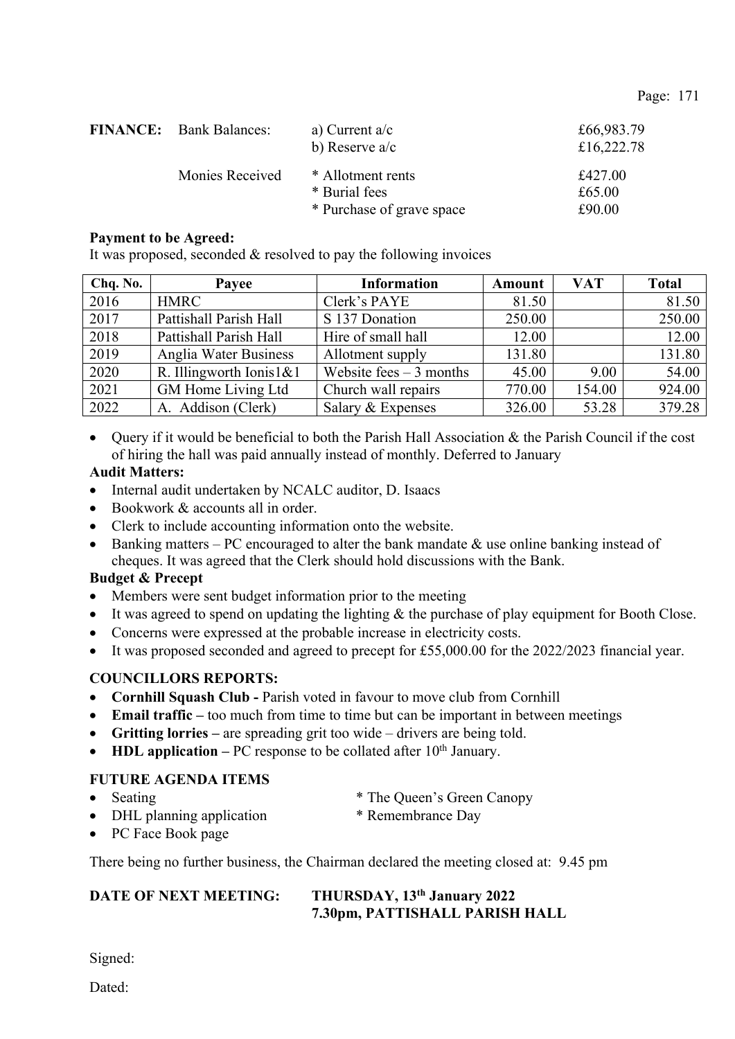**FINANCE:** Bank Balances:

| | | |
|---|---|---|
| Bank Balances: | a) Current a/c | £66,983.79 |
| | b) Reserve a/c | £16,222.78 |
| Monies Received | * Allotment rents | £427.00 |
| | * Burial fees | £65.00 |
| | * Purchase of grave space | £90.00 |

**Payment to be Agreed:**
It was proposed, seconded & resolved to pay the following invoices

| Chq. No. | Payee | Information | Amount | VAT | Total |
|---|---|---|---|---|---|
| 2016 | HMRC | Clerk's PAYE | 81.50 | | 81.50 |
| 2017 | Pattishall Parish Hall | S 137 Donation | 250.00 | | 250.00 |
| 2018 | Pattishall Parish Hall | Hire of small hall | 12.00 | | 12.00 |
| 2019 | Anglia Water Business | Allotment supply | 131.80 | | 131.80 |
| 2020 | R. Illingworth Ionis1&1 | Website fees – 3 months | 45.00 | 9.00 | 54.00 |
| 2021 | GM Home Living Ltd | Church wall repairs | 770.00 | 154.00 | 924.00 |
| 2022 | A. Addison (Clerk) | Salary & Expenses | 326.00 | 53.28 | 379.28 |

- Query if it would be beneficial to both the Parish Hall Association & the Parish Council if the cost of hiring the hall was paid annually instead of monthly. Deferred to January

**Audit Matters:**
- Internal audit undertaken by NCALC auditor, D. Isaacs
- Bookwork & accounts all in order.
- Clerk to include accounting information onto the website.
- Banking matters – PC encouraged to alter the bank mandate & use online banking instead of cheques. It was agreed that the Clerk should hold discussions with the Bank.

**Budget & Precept**
- Members were sent budget information prior to the meeting
- It was agreed to spend on updating the lighting & the purchase of play equipment for Booth Close.
- Concerns were expressed at the probable increase in electricity costs.
- It was proposed seconded and agreed to precept for £55,000.00 for the 2022/2023 financial year.

**COUNCILLORS REPORTS:**
- **Cornhill Squash Club -** Parish voted in favour to move club from Cornhill
- **Email traffic –** too much from time to time but can be important in between meetings
- **Gritting lorries –** are spreading grit too wide – drivers are being told.
- **HDL application –** PC response to be collated after 10th January.

**FUTURE AGENDA ITEMS**
- Seating
- DHL planning application
- PC Face Book page

* The Queen's Green Canopy
* Remembrance Day

There being no further business, the Chairman declared the meeting closed at: 9.45 pm

**DATE OF NEXT MEETING:** **THURSDAY, 13th January 2022**
**7.30pm, PATTISHALL PARISH HALL**

Signed:

Dated: